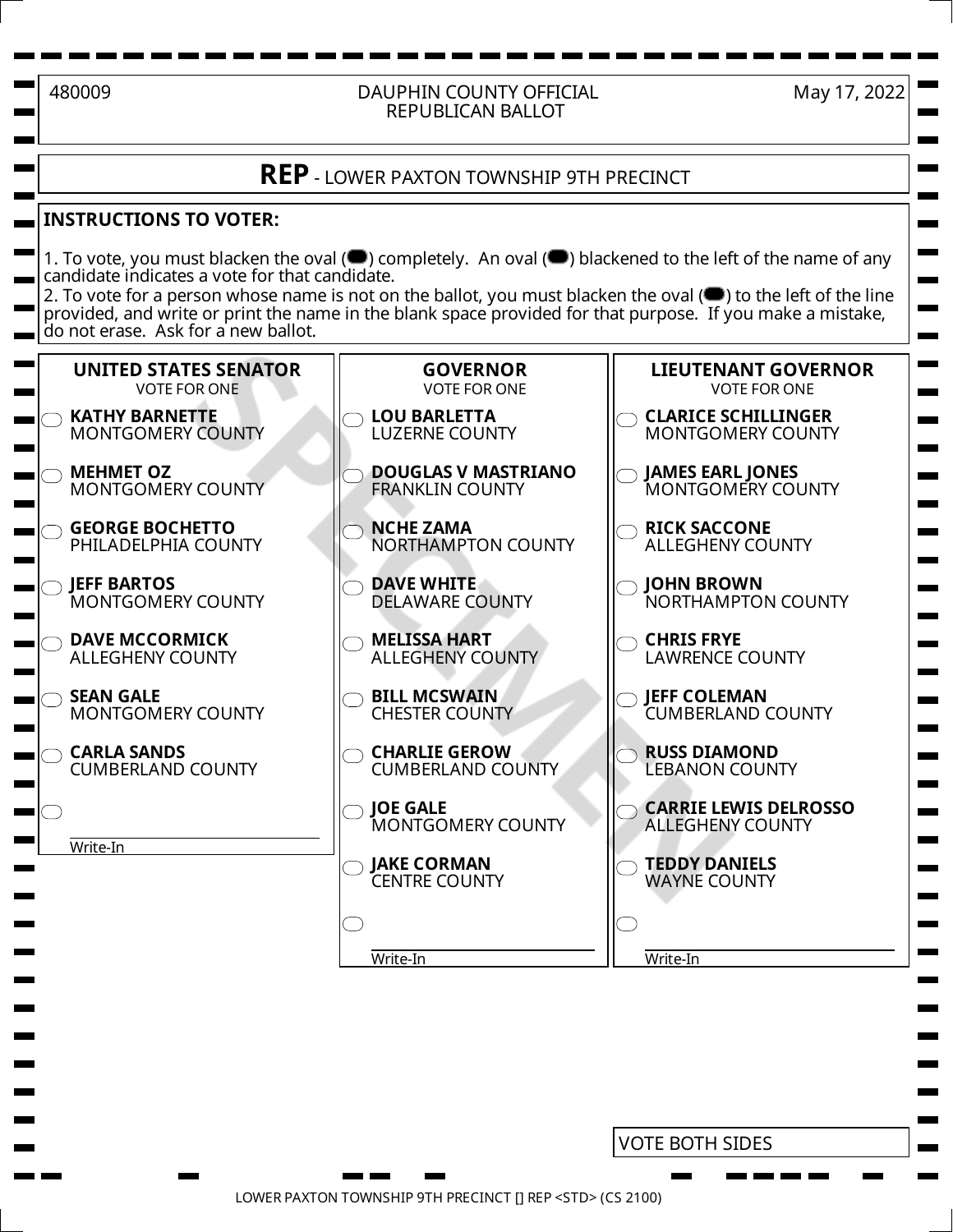480009

DAUPHIN COUNTY OFFICIAL
REPUBLICAN BALLOT

May 17, 2022

# REP - LOWER PAXTON TOWNSHIP 9TH PRECINCT

**INSTRUCTIONS TO VOTER:**

1. To vote, you must blacken the oval (⬬) completely. An oval (⬬) blackened to the left of the name of any candidate indicates a vote for that candidate.
2. To vote for a person whose name is not on the ballot, you must blacken the oval (⬬) to the left of the line provided, and write or print the name in the blank space provided for that purpose. If you make a mistake, do not erase. Ask for a new ballot.

## UNITED STATES SENATOR
VOTE FOR ONE

- ⬭ **KATHY BARNETTE** MONTGOMERY COUNTY
- ⬭ **MEHMET OZ** MONTGOMERY COUNTY
- ⬭ **GEORGE BOCHETTO** PHILADELPHIA COUNTY
- ⬭ **JEFF BARTOS** MONTGOMERY COUNTY
- ⬭ **DAVE MCCORMICK** ALLEGHENY COUNTY
- ⬭ **SEAN GALE** MONTGOMERY COUNTY
- ⬭ **CARLA SANDS** CUMBERLAND COUNTY
- ⬭ ________ Write-In

## GOVERNOR
VOTE FOR ONE

- ⬭ **LOU BARLETTA** LUZERNE COUNTY
- ⬭ **DOUGLAS V MASTRIANO** FRANKLIN COUNTY
- ⬭ **NCHE ZAMA** NORTHAMPTON COUNTY
- ⬭ **DAVE WHITE** DELAWARE COUNTY
- ⬭ **MELISSA HART** ALLEGHENY COUNTY
- ⬭ **BILL MCSWAIN** CHESTER COUNTY
- ⬭ **CHARLIE GEROW** CUMBERLAND COUNTY
- ⬭ **JOE GALE** MONTGOMERY COUNTY
- ⬭ **JAKE CORMAN** CENTRE COUNTY
- ⬭ ________ Write-In

## LIEUTENANT GOVERNOR
VOTE FOR ONE

- ⬭ **CLARICE SCHILLINGER** MONTGOMERY COUNTY
- ⬭ **JAMES EARL JONES** MONTGOMERY COUNTY
- ⬭ **RICK SACCONE** ALLEGHENY COUNTY
- ⬭ **JOHN BROWN** NORTHAMPTON COUNTY
- ⬭ **CHRIS FRYE** LAWRENCE COUNTY
- ⬭ **JEFF COLEMAN** CUMBERLAND COUNTY
- ⬭ **RUSS DIAMOND** LEBANON COUNTY
- ⬭ **CARRIE LEWIS DELROSSO** ALLEGHENY COUNTY
- ⬭ **TEDDY DANIELS** WAYNE COUNTY
- ⬭ ________ Write-In

VOTE BOTH SIDES

LOWER PAXTON TOWNSHIP 9TH PRECINCT [] REP <STD> (CS 2100)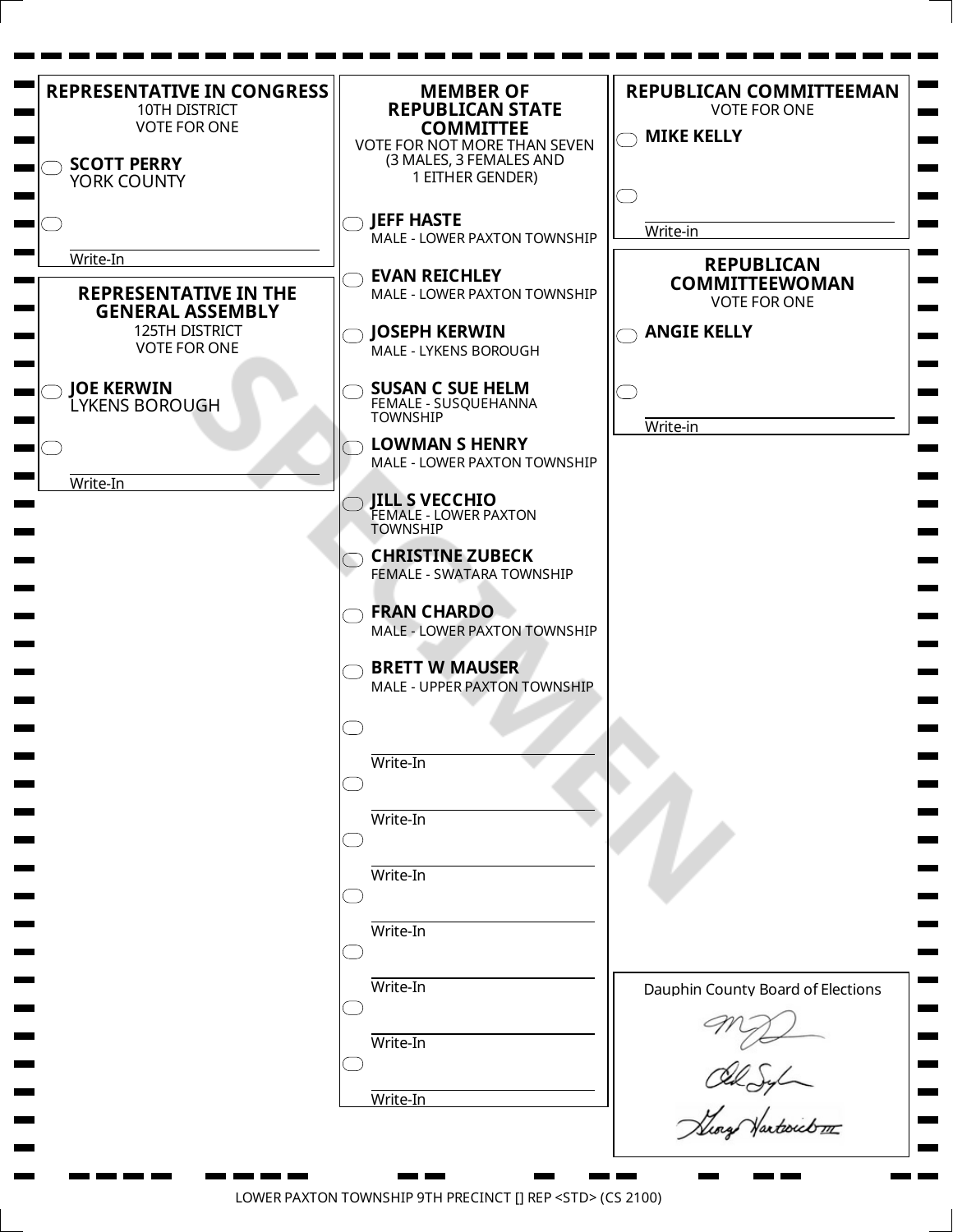## REPRESENTATIVE IN CONGRESS

10TH DISTRICT
VOTE FOR ONE

- **SCOTT PERRY**
  YORK COUNTY
- Write-In

## REPRESENTATIVE IN THE GENERAL ASSEMBLY

125TH DISTRICT
VOTE FOR ONE

- **JOE KERWIN**
  LYKENS BOROUGH
- Write-In

## MEMBER OF REPUBLICAN STATE COMMITTEE

VOTE FOR NOT MORE THAN SEVEN
(3 MALES, 3 FEMALES AND
1 EITHER GENDER)

- **JEFF HASTE**
  MALE - LOWER PAXTON TOWNSHIP
- **EVAN REICHLEY**
  MALE - LOWER PAXTON TOWNSHIP
- **JOSEPH KERWIN**
  MALE - LYKENS BOROUGH
- **SUSAN C SUE HELM**
  FEMALE - SUSQUEHANNA TOWNSHIP
- **LOWMAN S HENRY**
  MALE - LOWER PAXTON TOWNSHIP
- **JILL S VECCHIO**
  FEMALE - LOWER PAXTON TOWNSHIP
- **CHRISTINE ZUBECK**
  FEMALE - SWATARA TOWNSHIP
- **FRAN CHARDO**
  MALE - LOWER PAXTON TOWNSHIP
- **BRETT W MAUSER**
  MALE - UPPER PAXTON TOWNSHIP
- Write-In
- Write-In
- Write-In
- Write-In
- Write-In
- Write-In
- Write-In

## REPUBLICAN COMMITTEEMAN

VOTE FOR ONE

- **MIKE KELLY**
- Write-in

## REPUBLICAN COMMITTEEWOMAN

VOTE FOR ONE

- **ANGIE KELLY**
- Write-in

Dauphin County Board of Elections

SPECIMEN

LOWER PAXTON TOWNSHIP 9TH PRECINCT [] REP <STD> (CS 2100)